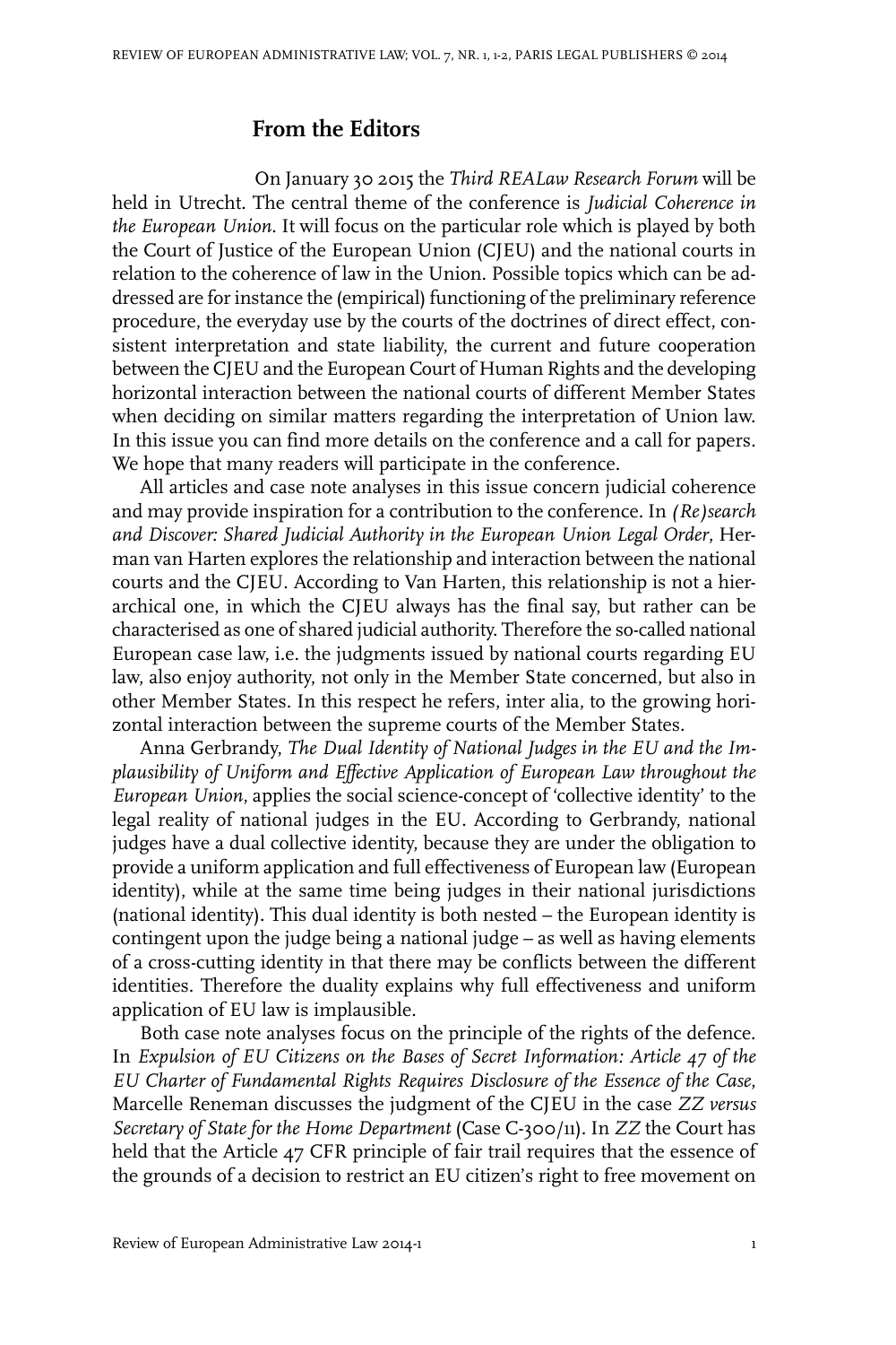## From the Editors

On January 30 2015 the *Third REALaw Research Forum* will be held in Utrecht. The central theme of the conference is *Judicial Coherence in the European Union*. It will focus on the particular role which is played by both the Court of Justice of the European Union (CJEU) and the national courts in relation to the coherence of law in the Union. Possible topics which can be addressed are for instance the (empirical) functioning of the preliminary reference procedure, the everyday use by the courts of the doctrines of direct effect, consistent interpretation and state liability, the current and future cooperation between the CJEU and the European Court of Human Rights and the developing horizontal interaction between the national courts of different Member States when deciding on similar matters regarding the interpretation of Union law. In this issue you can find more details on the conference and a call for papers. We hope that many readers will participate in the conference.

All articles and case note analyses in this issue concern judicial coherence and may provide inspiration for a contribution to the conference. In *(Re)search and Discover: Shared Judicial Authority in the European Union Legal Order*, Herman van Harten explores the relationship and interaction between the national courts and the CJEU. According to Van Harten, this relationship is not a hierarchical one, in which the CJEU always has the final say, but rather can be characterised as one of shared judicial authority. Therefore the so-called national European case law, i.e. the judgments issued by national courts regarding EU law, also enjoy authority, not only in the Member State concerned, but also in other Member States. In this respect he refers, inter alia, to the growing horizontal interaction between the supreme courts of the Member States.

Anna Gerbrandy, *The Dual Identity of National Judges in the EU and the Implausibility of Uniform and Effective Application of European Law throughout the European Union*, applies the social science-concept of 'collective identity' to the legal reality of national judges in the EU. According to Gerbrandy, national judges have a dual collective identity, because they are under the obligation to provide a uniform application and full effectiveness of European law (European identity), while at the same time being judges in their national jurisdictions (national identity). This dual identity is both nested – the European identity is contingent upon the judge being a national judge – as well as having elements of a cross-cutting identity in that there may be conflicts between the different identities. Therefore the duality explains why full effectiveness and uniform application of EU law is implausible.

Both case note analyses focus on the principle of the rights of the defence. In *Expulsion of EU Citizens on the Bases of Secret Information: Article 47 of the EU Charter of Fundamental Rights Requires Disclosure of the Essence of the Case*, Marcelle Reneman discusses the judgment of the CJEU in the case *ZZ versus Secretary of State for the Home Department* (Case C-300/11). In *ZZ* the Court has held that the Article 47 CFR principle of fair trail requires that the essence of the grounds of a decision to restrict an EU citizen's right to free movement on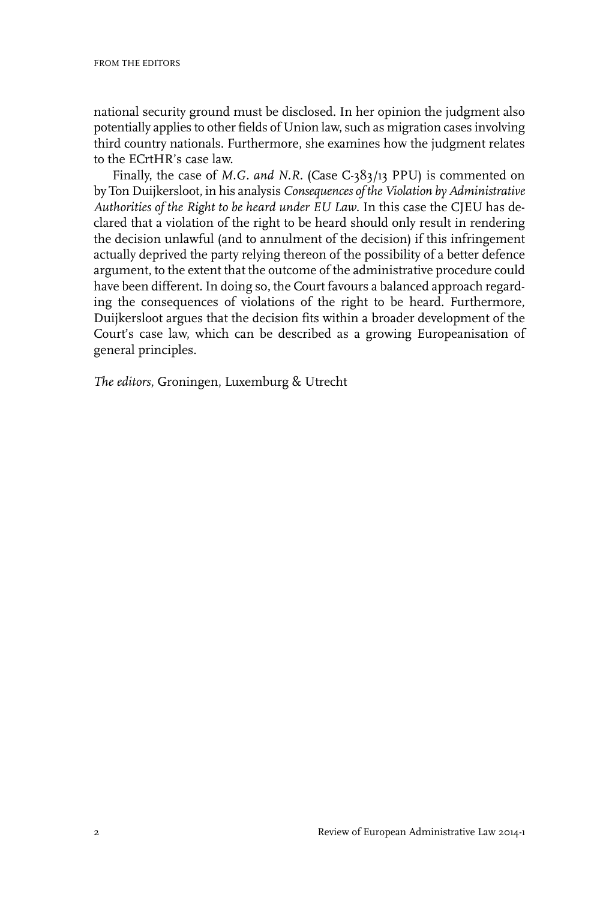national security ground must be disclosed. In her opinion the judgment also potentially applies to other fields of Union law, such as migration cases involving third country nationals. Furthermore, she examines how the judgment relates to the ECrtHR's case law.

Finally, the case of *M.G. and N.R.* (Case C-383/13 PPU) is commented on by Ton Duijkersloot, in his analysis *Consequences of the Violation by Administrative Authorities of the Right to be heard under EU Law*. In this case the CJEU has declared that a violation of the right to be heard should only result in rendering the decision unlawful (and to annulment of the decision) if this infringement actually deprived the party relying thereon of the possibility of a better defence argument, to the extent that the outcome of the administrative procedure could have been different. In doing so, the Court favours a balanced approach regarding the consequences of violations of the right to be heard. Furthermore, Duijkersloot argues that the decision fits within a broader development of the Court's case law, which can be described as a growing Europeanisation of general principles.

*The editors*, Groningen, Luxemburg & Utrecht